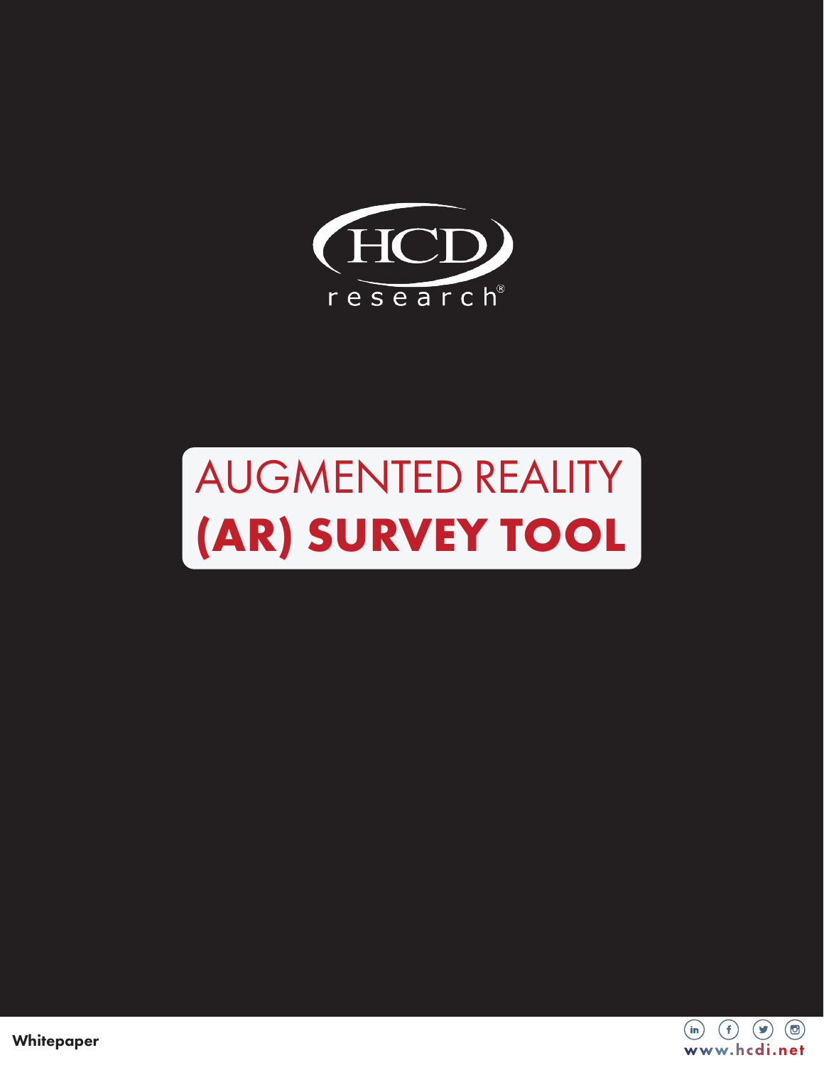HCD research®

# AUGMENTED REALITY (AR) SURVEY TOOL

Whitepaper

www.hcdi.net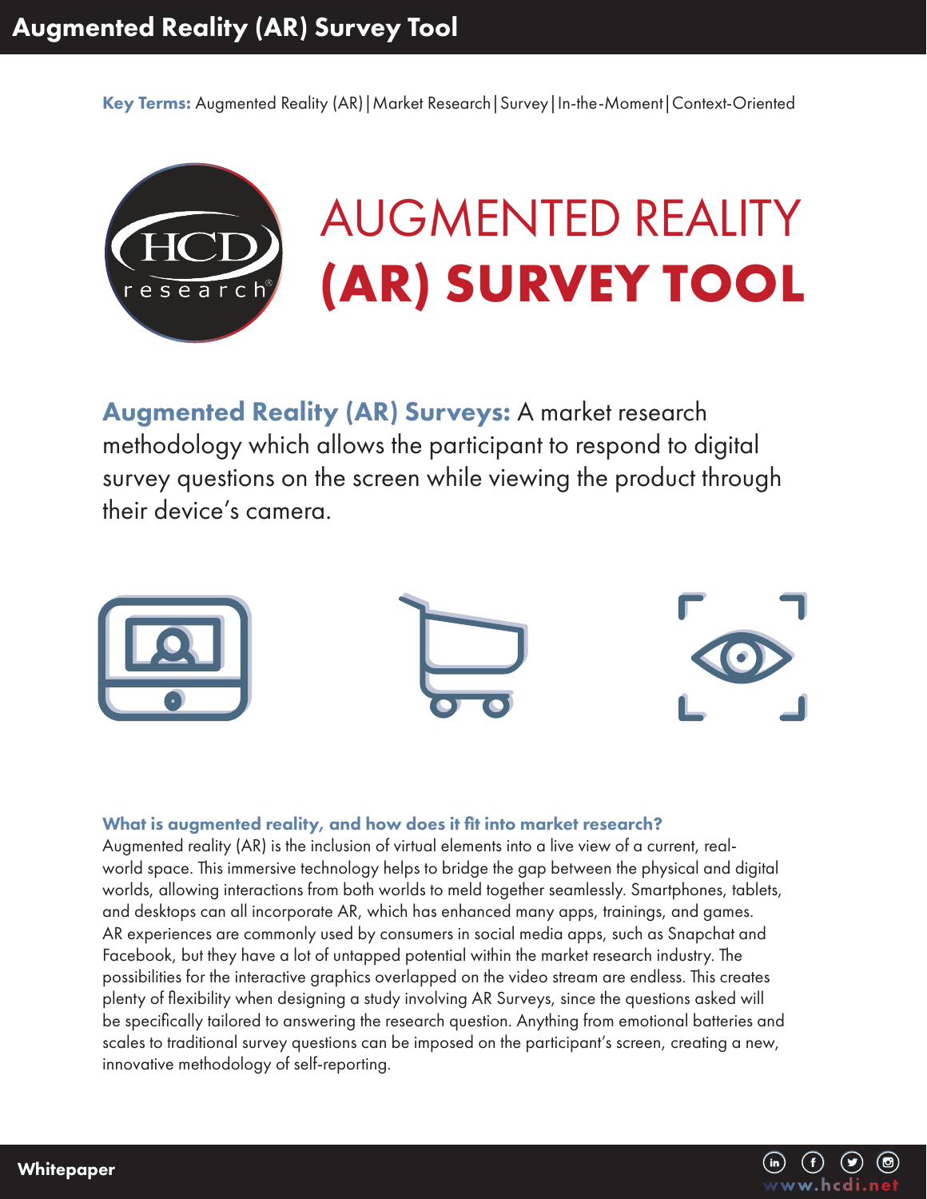**Key Terms:** Augmented Reality (AR) | Market Research | Survey | In-the-Moment | Context-Oriented

# AUGMENTED REALITY (AR) SURVEY TOOL

**Augmented Reality (AR) Surveys:** A market research methodology which allows the participant to respond to digital survey questions on the screen while viewing the product through their device's camera.

### What is augmented reality, and how does it fit into market research?

Augmented reality (AR) is the inclusion of virtual elements into a live view of a current, real-world space. This immersive technology helps to bridge the gap between the physical and digital worlds, allowing interactions from both worlds to meld together seamlessly. Smartphones, tablets, and desktops can all incorporate AR, which has enhanced many apps, trainings, and games. AR experiences are commonly used by consumers in social media apps, such as Snapchat and Facebook, but they have a lot of untapped potential within the market research industry. The possibilities for the interactive graphics overlapped on the video stream are endless. This creates plenty of flexibility when designing a study involving AR Surveys, since the questions asked will be specifically tailored to answering the research question. Anything from emotional batteries and scales to traditional survey questions can be imposed on the participant's screen, creating a new, innovative methodology of self-reporting.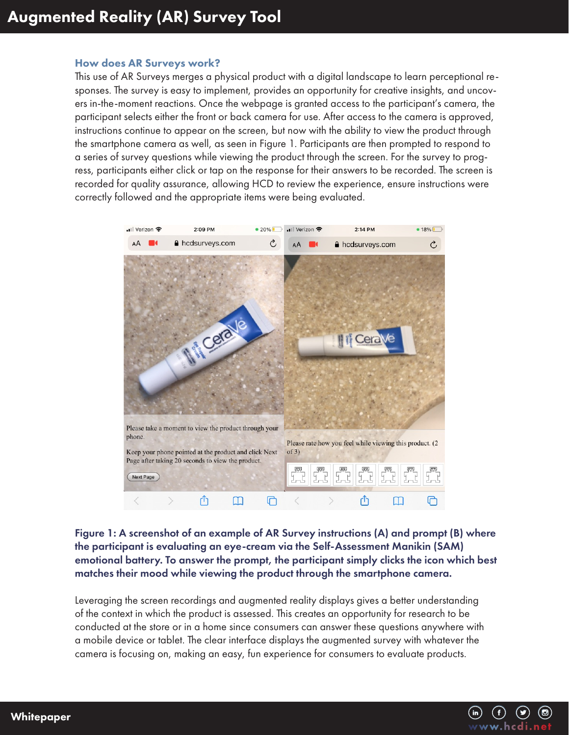## How does AR Surveys work?

This use of AR Surveys merges a physical product with a digital landscape to learn perceptional responses. The survey is easy to implement, provides an opportunity for creative insights, and uncovers in-the-moment reactions. Once the webpage is granted access to the participant's camera, the participant selects either the front or back camera for use. After access to the camera is approved, instructions continue to appear on the screen, but now with the ability to view the product through the smartphone camera as well, as seen in Figure 1. Participants are then prompted to respond to a series of survey questions while viewing the product through the screen. For the survey to progress, participants either click or tap on the response for their answers to be recorded. The screen is recorded for quality assurance, allowing HCD to review the experience, ensure instructions were correctly followed and the appropriate items were being evaluated.

**Figure 1: A screenshot of an example of AR Survey instructions (A) and prompt (B) where the participant is evaluating an eye-cream via the Self-Assessment Manikin (SAM) emotional battery. To answer the prompt, the participant simply clicks the icon which best matches their mood while viewing the product through the smartphone camera.**

Leveraging the screen recordings and augmented reality displays gives a better understanding of the context in which the product is assessed. This creates an opportunity for research to be conducted at the store or in a home since consumers can answer these questions anywhere with a mobile device or tablet. The clear interface displays the augmented survey with whatever the camera is focusing on, making an easy, fun experience for consumers to evaluate products.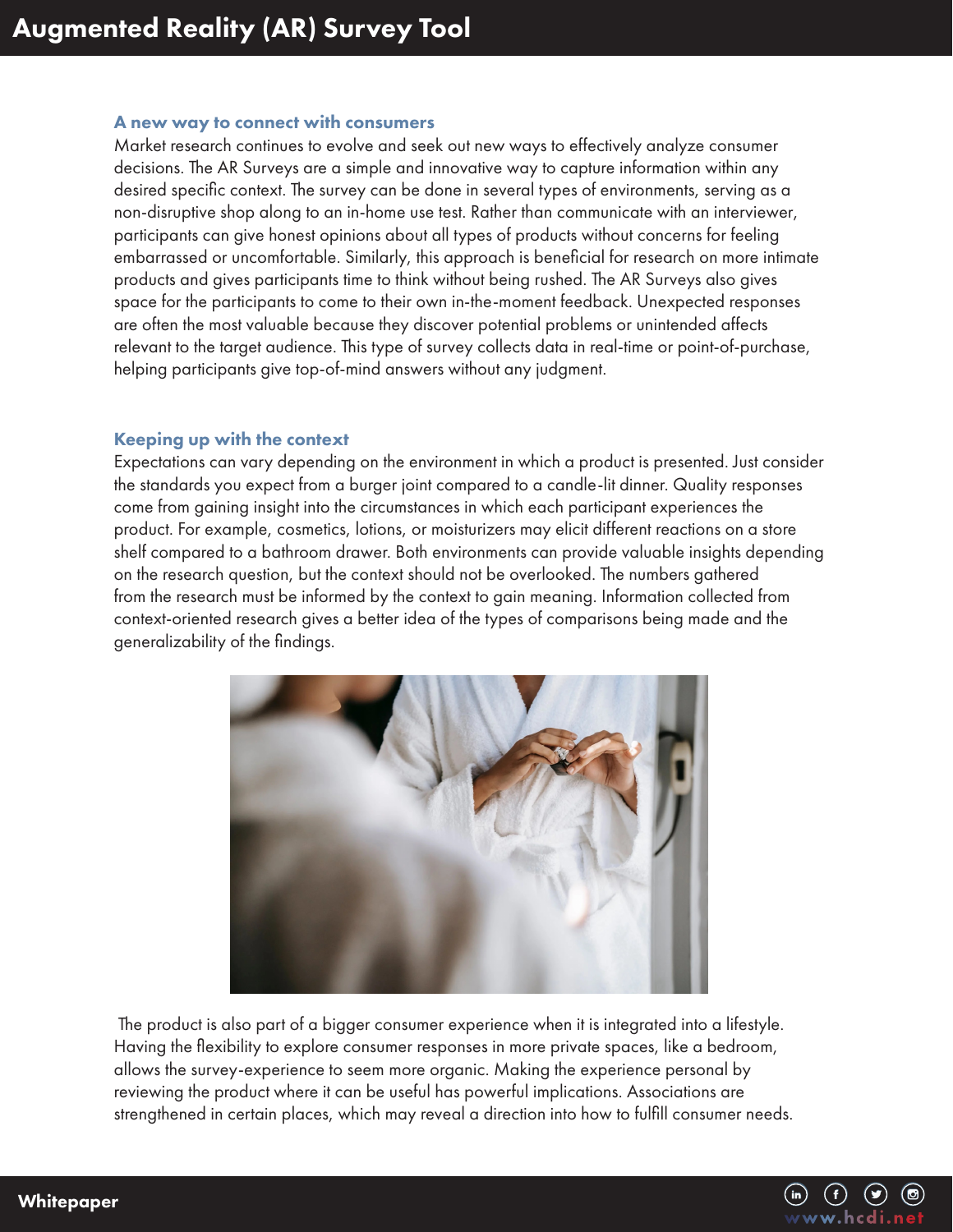## A new way to connect with consumers

Market research continues to evolve and seek out new ways to effectively analyze consumer decisions. The AR Surveys are a simple and innovative way to capture information within any desired specific context. The survey can be done in several types of environments, serving as a non-disruptive shop along to an in-home use test. Rather than communicate with an interviewer, participants can give honest opinions about all types of products without concerns for feeling embarrassed or uncomfortable. Similarly, this approach is beneficial for research on more intimate products and gives participants time to think without being rushed. The AR Surveys also gives space for the participants to come to their own in-the-moment feedback. Unexpected responses are often the most valuable because they discover potential problems or unintended affects relevant to the target audience. This type of survey collects data in real-time or point-of-purchase, helping participants give top-of-mind answers without any judgment.

## Keeping up with the context

Expectations can vary depending on the environment in which a product is presented. Just consider the standards you expect from a burger joint compared to a candle-lit dinner. Quality responses come from gaining insight into the circumstances in which each participant experiences the product. For example, cosmetics, lotions, or moisturizers may elicit different reactions on a store shelf compared to a bathroom drawer. Both environments can provide valuable insights depending on the research question, but the context should not be overlooked. The numbers gathered from the research must be informed by the context to gain meaning. Information collected from context-oriented research gives a better idea of the types of comparisons being made and the generalizability of the findings.

The product is also part of a bigger consumer experience when it is integrated into a lifestyle. Having the flexibility to explore consumer responses in more private spaces, like a bedroom, allows the survey-experience to seem more organic. Making the experience personal by reviewing the product where it can be useful has powerful implications. Associations are strengthened in certain places, which may reveal a direction into how to fulfill consumer needs.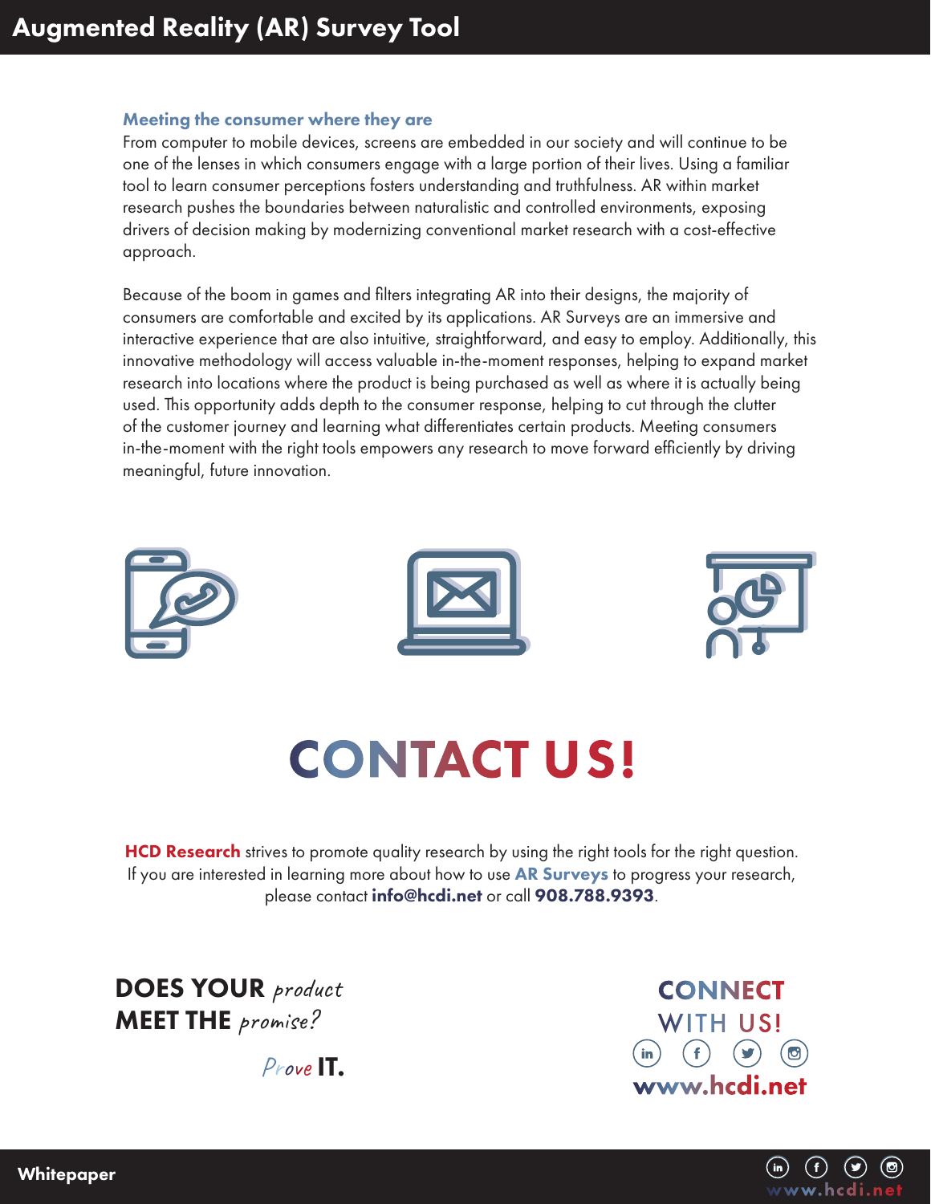## Meeting the consumer where they are

From computer to mobile devices, screens are embedded in our society and will continue to be one of the lenses in which consumers engage with a large portion of their lives. Using a familiar tool to learn consumer perceptions fosters understanding and truthfulness. AR within market research pushes the boundaries between naturalistic and controlled environments, exposing drivers of decision making by modernizing conventional market research with a cost-effective approach.

Because of the boom in games and filters integrating AR into their designs, the majority of consumers are comfortable and excited by its applications. AR Surveys are an immersive and interactive experience that are also intuitive, straightforward, and easy to employ. Additionally, this innovative methodology will access valuable in-the-moment responses, helping to expand market research into locations where the product is being purchased as well as where it is actually being used. This opportunity adds depth to the consumer response, helping to cut through the clutter of the customer journey and learning what differentiates certain products. Meeting consumers in-the-moment with the right tools empowers any research to move forward efficiently by driving meaningful, future innovation.

# CONTACT US!

**HCD Research** strives to promote quality research by using the right tools for the right question. If you are interested in learning more about how to use **AR Surveys** to progress your research, please contact **info@hcdi.net** or call **908.788.9393**.

**DOES YOUR** *product* **MEET THE** *promise?*

*Prove* **IT.**

**CONNECT WITH US!**

**www.hcdi.net**